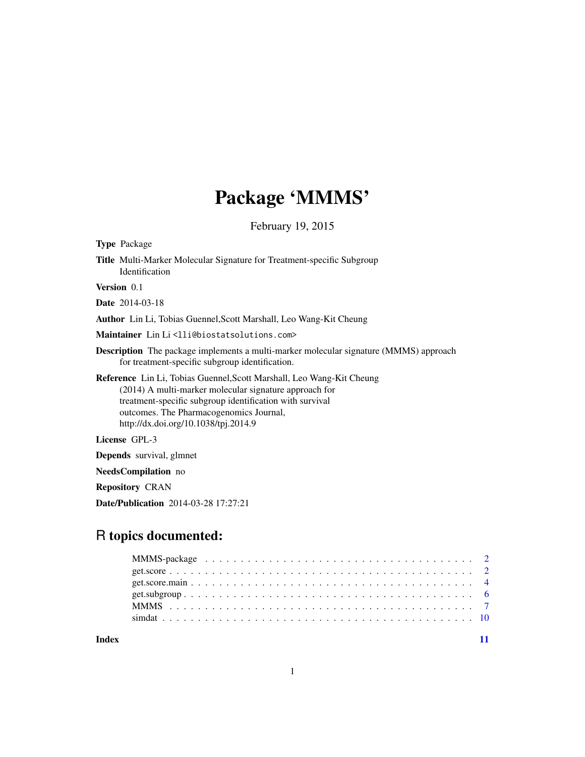# Package 'MMMS'

February 19, 2015

**Type** Package

**Title** Multi-Marker Molecular Signature for Treatment-specific Subgroup Identification

**Version** 0.1

**Date** 2014-03-18

**Author** Lin Li, Tobias Guennel,Scott Marshall, Leo Wang-Kit Cheung

**Maintainer** Lin Li <lli@biostatsolutions.com>

**Description** The package implements a multi-marker molecular signature (MMMS) approach for treatment-specific subgroup identification.

**Reference** Lin Li, Tobias Guennel,Scott Marshall, Leo Wang-Kit Cheung (2014) A multi-marker molecular signature approach for treatment-specific subgroup identification with survival outcomes. The Pharmacogenomics Journal, http://dx.doi.org/10.1038/tpj.2014.9

**License** GPL-3

**Depends** survival, glmnet

**NeedsCompilation** no

**Repository** CRAN

**Date/Publication** 2014-03-28 17:27:21

## R topics documented:

- MMMS-package . . . . . . . . . . . . . . . . . . . . . . . . . . . . . . . . . . . . 2
- get.score . . . . . . . . . . . . . . . . . . . . . . . . . . . . . . . . . . . . . . . 2
- get.score.main . . . . . . . . . . . . . . . . . . . . . . . . . . . . . . . . . . . . 4
- get.subgroup . . . . . . . . . . . . . . . . . . . . . . . . . . . . . . . . . . . . . 6
- MMMS . . . . . . . . . . . . . . . . . . . . . . . . . . . . . . . . . . . . . . . . 7
- simdat . . . . . . . . . . . . . . . . . . . . . . . . . . . . . . . . . . . . . . . . 10

**Index** 11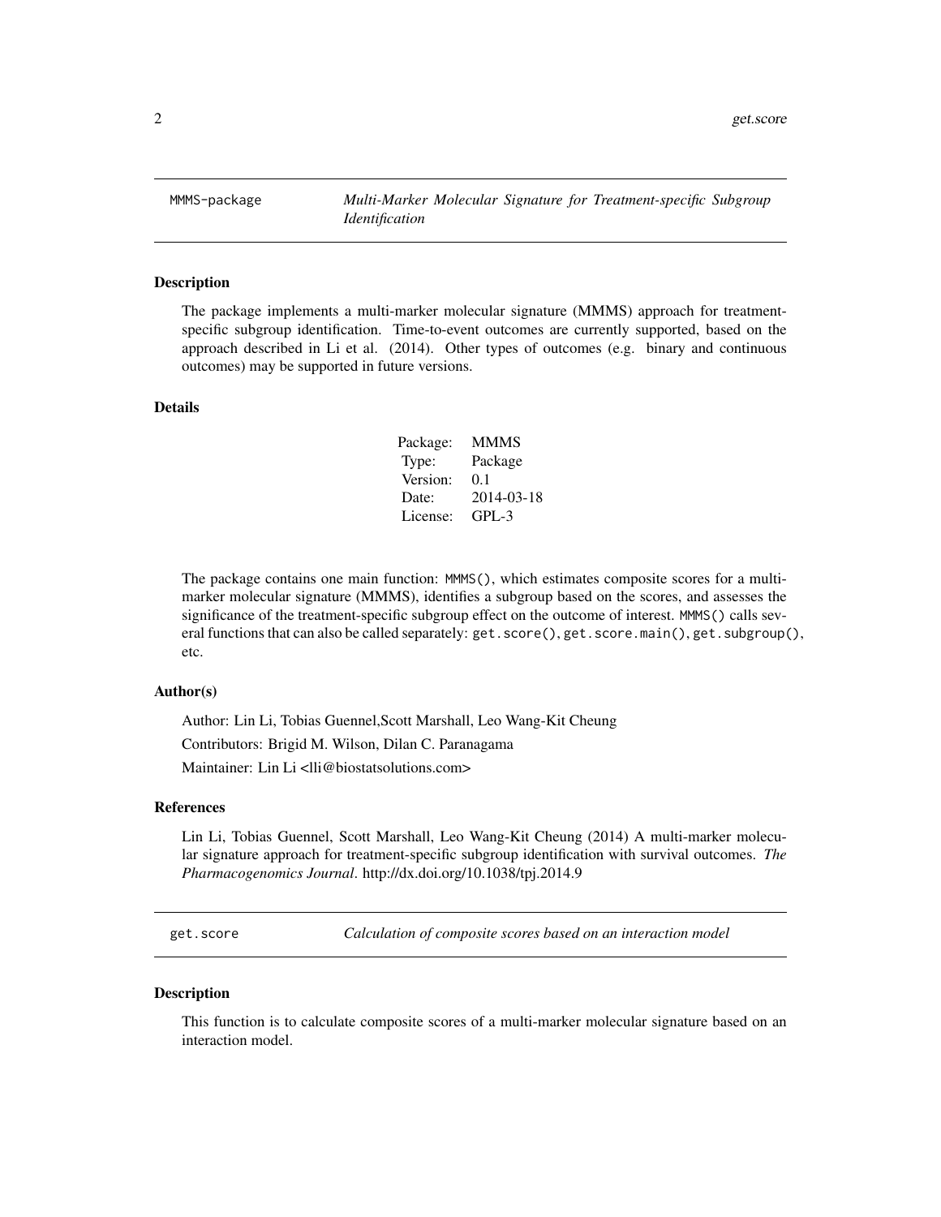## MMMS-package — *Multi-Marker Molecular Signature for Treatment-specific Subgroup Identification*

### Description

The package implements a multi-marker molecular signature (MMMS) approach for treatment-specific subgroup identification. Time-to-event outcomes are currently supported, based on the approach described in Li et al. (2014). Other types of outcomes (e.g. binary and continuous outcomes) may be supported in future versions.

### Details

| | |
|---|---|
| Package: | MMMS |
| Type: | Package |
| Version: | 0.1 |
| Date: | 2014-03-18 |
| License: | GPL-3 |

The package contains one main function: `MMMS()`, which estimates composite scores for a multi-marker molecular signature (MMMS), identifies a subgroup based on the scores, and assesses the significance of the treatment-specific subgroup effect on the outcome of interest. `MMMS()` calls several functions that can also be called separately: `get.score()`, `get.score.main()`, `get.subgroup()`, etc.

### Author(s)

Author: Lin Li, Tobias Guennel,Scott Marshall, Leo Wang-Kit Cheung

Contributors: Brigid M. Wilson, Dilan C. Paranagama

Maintainer: Lin Li <lli@biostatsolutions.com>

### References

Lin Li, Tobias Guennel, Scott Marshall, Leo Wang-Kit Cheung (2014) A multi-marker molecular signature approach for treatment-specific subgroup identification with survival outcomes. *The Pharmacogenomics Journal*. http://dx.doi.org/10.1038/tpj.2014.9

## get.score — *Calculation of composite scores based on an interaction model*

### Description

This function is to calculate composite scores of a multi-marker molecular signature based on an interaction model.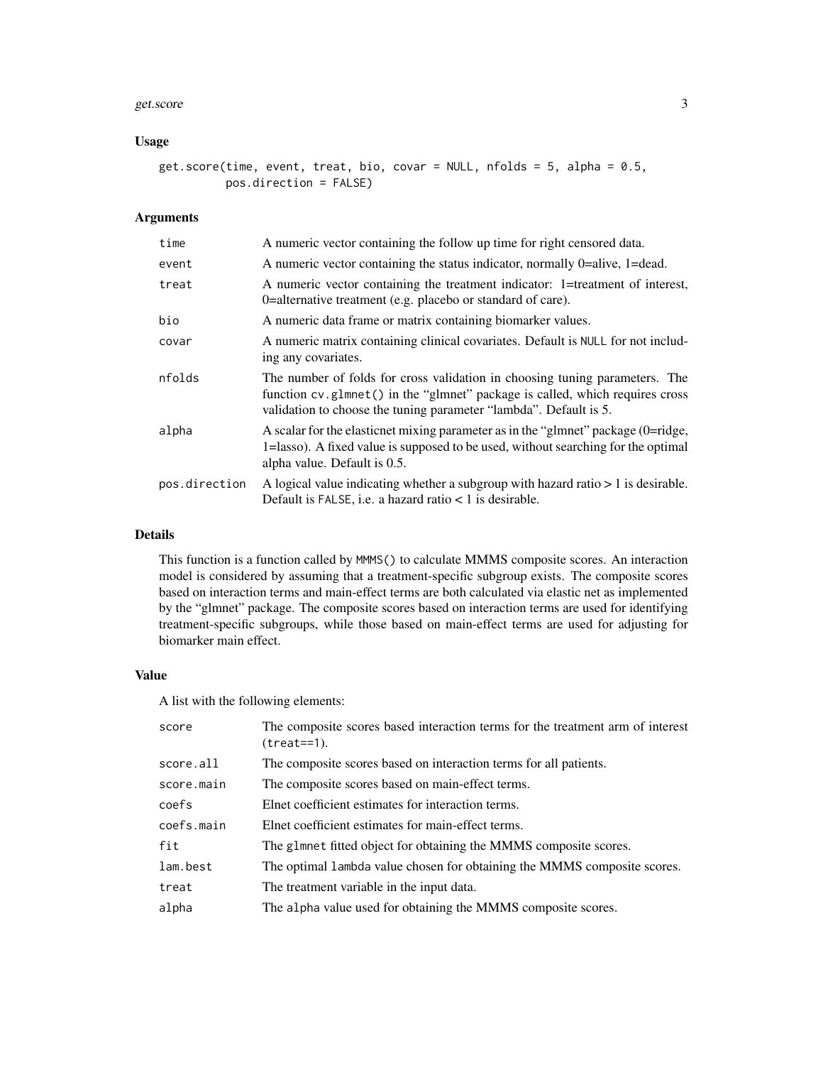## Usage

```
get.score(time, event, treat, bio, covar = NULL, nfolds = 5, alpha = 0.5,
          pos.direction = FALSE)
```

## Arguments

| | |
|---|---|
| time | A numeric vector containing the follow up time for right censored data. |
| event | A numeric vector containing the status indicator, normally 0=alive, 1=dead. |
| treat | A numeric vector containing the treatment indicator: 1=treatment of interest, 0=alternative treatment (e.g. placebo or standard of care). |
| bio | A numeric data frame or matrix containing biomarker values. |
| covar | A numeric matrix containing clinical covariates. Default is NULL for not including any covariates. |
| nfolds | The number of folds for cross validation in choosing tuning parameters. The function cv.glmnet() in the "glmnet" package is called, which requires cross validation to choose the tuning parameter "lambda". Default is 5. |
| alpha | A scalar for the elasticnet mixing parameter as in the "glmnet" package (0=ridge, 1=lasso). A fixed value is supposed to be used, without searching for the optimal alpha value. Default is 0.5. |
| pos.direction | A logical value indicating whether a subgroup with hazard ratio > 1 is desirable. Default is FALSE, i.e. a hazard ratio < 1 is desirable. |

## Details

This function is a function called by MMMS() to calculate MMMS composite scores. An interaction model is considered by assuming that a treatment-specific subgroup exists. The composite scores based on interaction terms and main-effect terms are both calculated via elastic net as implemented by the "glmnet" package. The composite scores based on interaction terms are used for identifying treatment-specific subgroups, while those based on main-effect terms are used for adjusting for biomarker main effect.

## Value

A list with the following elements:

| | |
|---|---|
| score | The composite scores based interaction terms for the treatment arm of interest (treat==1). |
| score.all | The composite scores based on interaction terms for all patients. |
| score.main | The composite scores based on main-effect terms. |
| coefs | Elnet coefficient estimates for interaction terms. |
| coefs.main | Elnet coefficient estimates for main-effect terms. |
| fit | The glmnet fitted object for obtaining the MMMS composite scores. |
| lam.best | The optimal lambda value chosen for obtaining the MMMS composite scores. |
| treat | The treatment variable in the input data. |
| alpha | The alpha value used for obtaining the MMMS composite scores. |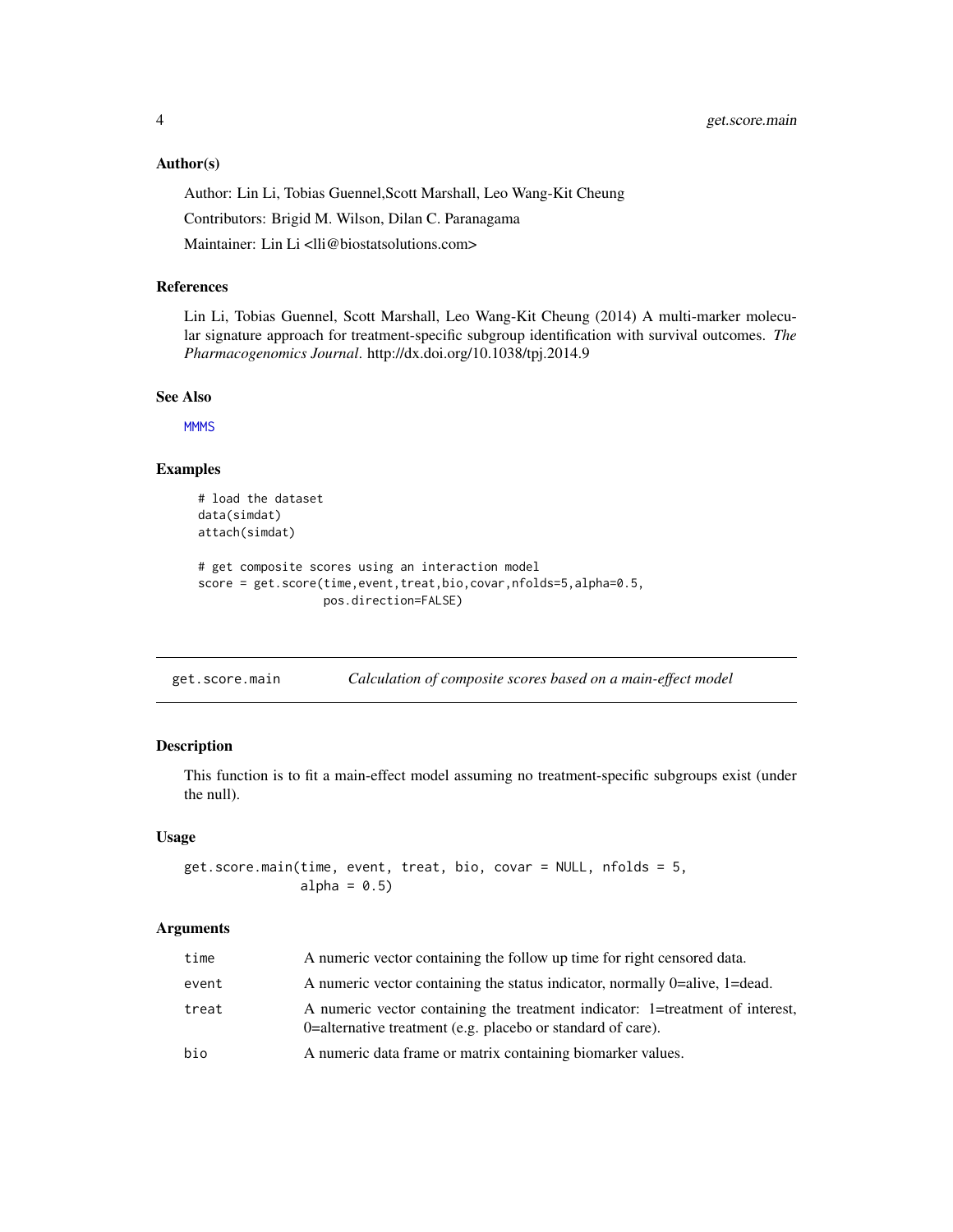### Author(s)

Author: Lin Li, Tobias Guennel,Scott Marshall, Leo Wang-Kit Cheung

Contributors: Brigid M. Wilson, Dilan C. Paranagama

Maintainer: Lin Li <lli@biostatsolutions.com>

### References

Lin Li, Tobias Guennel, Scott Marshall, Leo Wang-Kit Cheung (2014) A multi-marker molecular signature approach for treatment-specific subgroup identification with survival outcomes. *The Pharmacogenomics Journal*. http://dx.doi.org/10.1038/tpj.2014.9

### See Also

MMMS

### Examples

```
# load the dataset
data(simdat)
attach(simdat)

# get composite scores using an interaction model
score = get.score(time,event,treat,bio,covar,nfolds=5,alpha=0.5,
                  pos.direction=FALSE)
```

---

## get.score.main — *Calculation of composite scores based on a main-effect model*

### Description

This function is to fit a main-effect model assuming no treatment-specific subgroups exist (under the null).

### Usage

```
get.score.main(time, event, treat, bio, covar = NULL, nfolds = 5,
               alpha = 0.5)
```

### Arguments

| | |
|---|---|
| time | A numeric vector containing the follow up time for right censored data. |
| event | A numeric vector containing the status indicator, normally 0=alive, 1=dead. |
| treat | A numeric vector containing the treatment indicator: 1=treatment of interest, 0=alternative treatment (e.g. placebo or standard of care). |
| bio | A numeric data frame or matrix containing biomarker values. |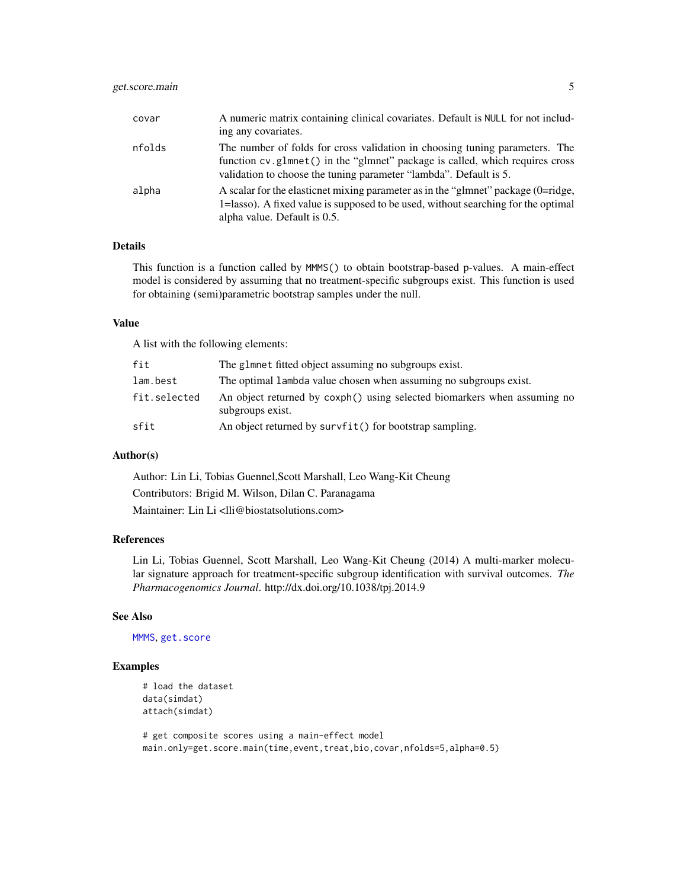| | |
|---|---|
| covar | A numeric matrix containing clinical covariates. Default is NULL for not including any covariates. |
| nfolds | The number of folds for cross validation in choosing tuning parameters. The function cv.glmnet() in the "glmnet" package is called, which requires cross validation to choose the tuning parameter "lambda". Default is 5. |
| alpha | A scalar for the elasticnet mixing parameter as in the "glmnet" package (0=ridge, 1=lasso). A fixed value is supposed to be used, without searching for the optimal alpha value. Default is 0.5. |

## Details

This function is a function called by MMMS() to obtain bootstrap-based p-values. A main-effect model is considered by assuming that no treatment-specific subgroups exist. This function is used for obtaining (semi)parametric bootstrap samples under the null.

## Value

A list with the following elements:

| | |
|---|---|
| fit | The glmnet fitted object assuming no subgroups exist. |
| lam.best | The optimal lambda value chosen when assuming no subgroups exist. |
| fit.selected | An object returned by coxph() using selected biomarkers when assuming no subgroups exist. |
| sfit | An object returned by survfit() for bootstrap sampling. |

## Author(s)

Author: Lin Li, Tobias Guennel,Scott Marshall, Leo Wang-Kit Cheung

Contributors: Brigid M. Wilson, Dilan C. Paranagama

Maintainer: Lin Li <lli@biostatsolutions.com>

## References

Lin Li, Tobias Guennel, Scott Marshall, Leo Wang-Kit Cheung (2014) A multi-marker molecular signature approach for treatment-specific subgroup identification with survival outcomes. *The Pharmacogenomics Journal*. http://dx.doi.org/10.1038/tpj.2014.9

## See Also

MMMS, get.score

## Examples

```
# load the dataset
data(simdat)
attach(simdat)

# get composite scores using a main-effect model
main.only=get.score.main(time,event,treat,bio,covar,nfolds=5,alpha=0.5)
```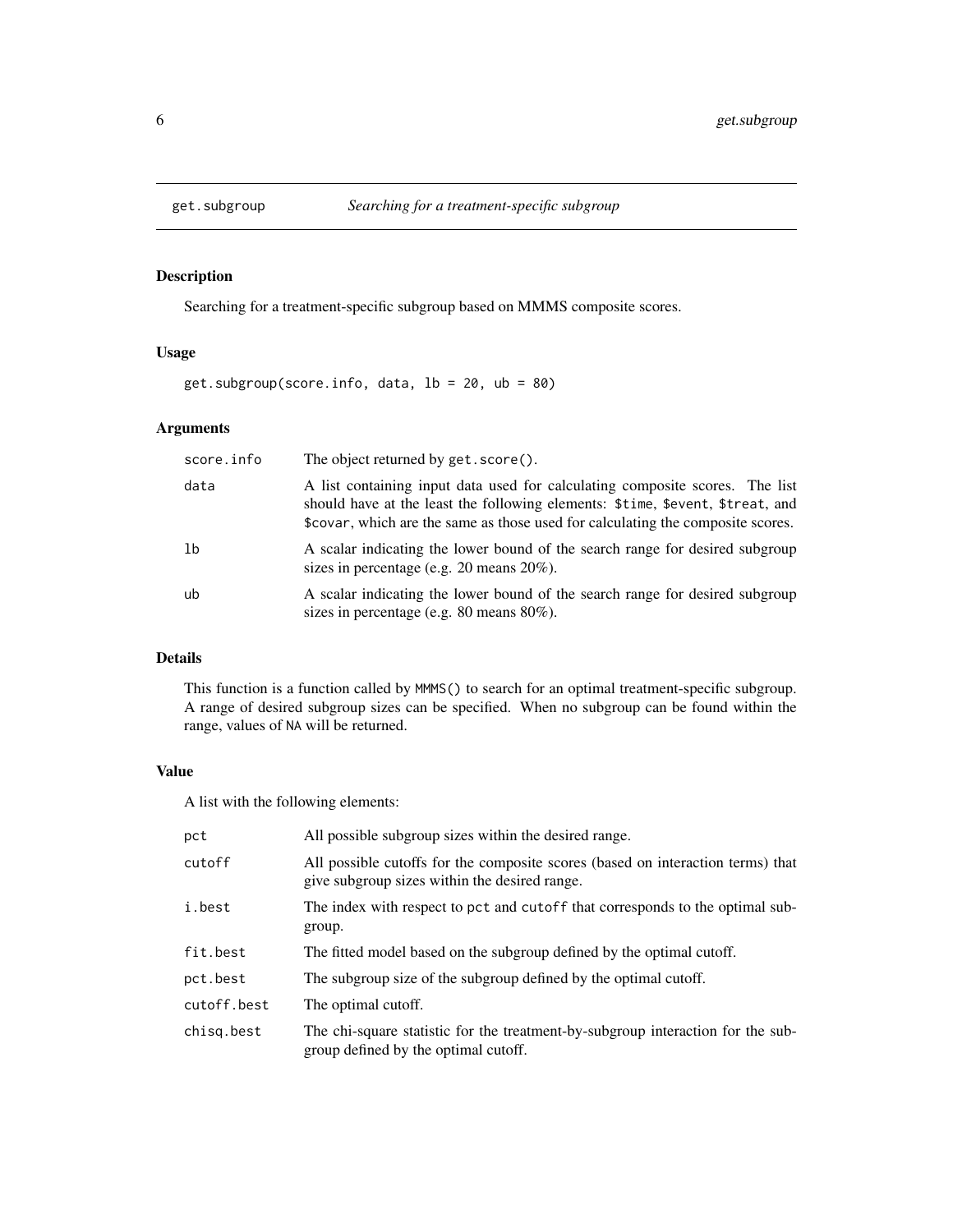# get.subgroup — *Searching for a treatment-specific subgroup*

## Description

Searching for a treatment-specific subgroup based on MMMS composite scores.

## Usage

```
get.subgroup(score.info, data, lb = 20, ub = 80)
```

## Arguments

| | |
|---|---|
| `score.info` | The object returned by `get.score()`. |
| `data` | A list containing input data used for calculating composite scores. The list should have at the least the following elements: `$time`, `$event`, `$treat`, and `$covar`, which are the same as those used for calculating the composite scores. |
| `lb` | A scalar indicating the lower bound of the search range for desired subgroup sizes in percentage (e.g. 20 means 20%). |
| `ub` | A scalar indicating the lower bound of the search range for desired subgroup sizes in percentage (e.g. 80 means 80%). |

## Details

This function is a function called by `MMMS()` to search for an optimal treatment-specific subgroup. A range of desired subgroup sizes can be specified. When no subgroup can be found within the range, values of `NA` will be returned.

## Value

A list with the following elements:

| | |
|---|---|
| `pct` | All possible subgroup sizes within the desired range. |
| `cutoff` | All possible cutoffs for the composite scores (based on interaction terms) that give subgroup sizes within the desired range. |
| `i.best` | The index with respect to `pct` and `cutoff` that corresponds to the optimal subgroup. |
| `fit.best` | The fitted model based on the subgroup defined by the optimal cutoff. |
| `pct.best` | The subgroup size of the subgroup defined by the optimal cutoff. |
| `cutoff.best` | The optimal cutoff. |
| `chisq.best` | The chi-square statistic for the treatment-by-subgroup interaction for the subgroup defined by the optimal cutoff. |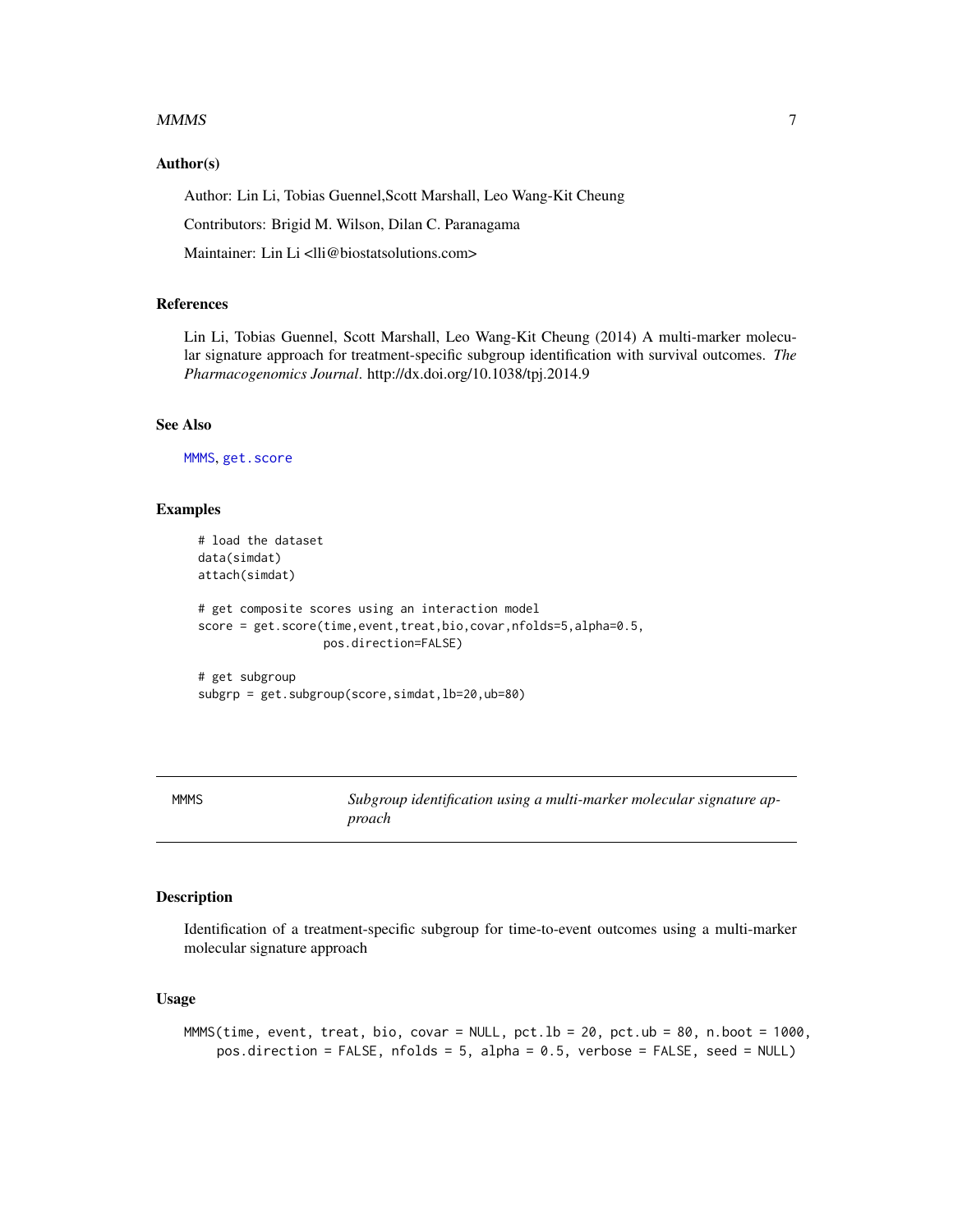### Author(s)

Author: Lin Li, Tobias Guennel,Scott Marshall, Leo Wang-Kit Cheung

Contributors: Brigid M. Wilson, Dilan C. Paranagama

Maintainer: Lin Li <lli@biostatsolutions.com>

### References

Lin Li, Tobias Guennel, Scott Marshall, Leo Wang-Kit Cheung (2014) A multi-marker molecular signature approach for treatment-specific subgroup identification with survival outcomes. *The Pharmacogenomics Journal*. http://dx.doi.org/10.1038/tpj.2014.9

### See Also

MMMS, get.score

### Examples

```
# load the dataset
data(simdat)
attach(simdat)

# get composite scores using an interaction model
score = get.score(time,event,treat,bio,covar,nfolds=5,alpha=0.5,
                  pos.direction=FALSE)

# get subgroup
subgrp = get.subgroup(score,simdat,lb=20,ub=80)
```

---

## MMMS — *Subgroup identification using a multi-marker molecular signature approach*

### Description

Identification of a treatment-specific subgroup for time-to-event outcomes using a multi-marker molecular signature approach

### Usage

```
MMMS(time, event, treat, bio, covar = NULL, pct.lb = 20, pct.ub = 80, n.boot = 1000,
     pos.direction = FALSE, nfolds = 5, alpha = 0.5, verbose = FALSE, seed = NULL)
```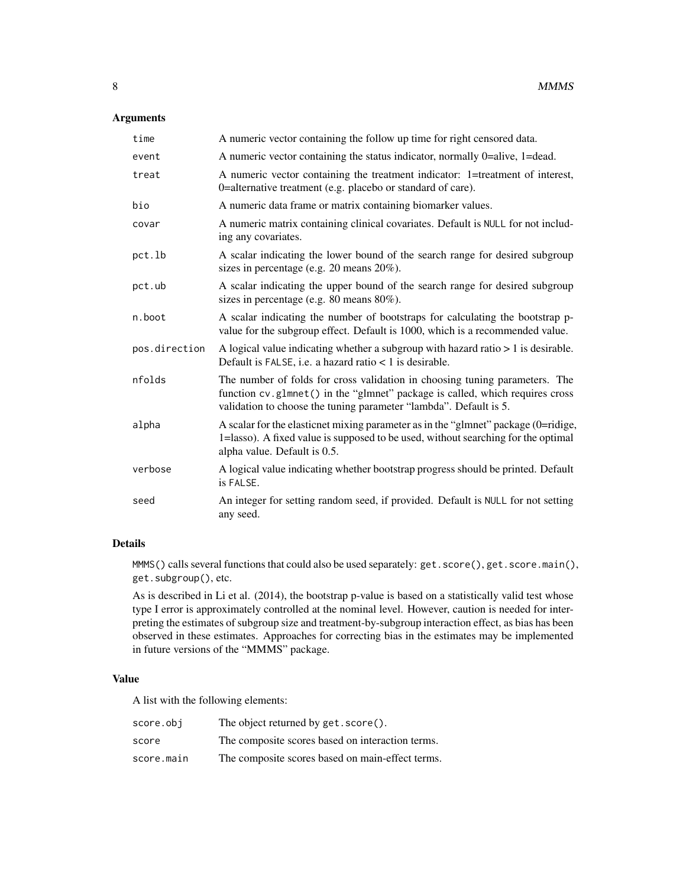### Arguments

| | |
|---|---|
| `time` | A numeric vector containing the follow up time for right censored data. |
| `event` | A numeric vector containing the status indicator, normally 0=alive, 1=dead. |
| `treat` | A numeric vector containing the treatment indicator: 1=treatment of interest, 0=alternative treatment (e.g. placebo or standard of care). |
| `bio` | A numeric data frame or matrix containing biomarker values. |
| `covar` | A numeric matrix containing clinical covariates. Default is `NULL` for not including any covariates. |
| `pct.lb` | A scalar indicating the lower bound of the search range for desired subgroup sizes in percentage (e.g. 20 means 20%). |
| `pct.ub` | A scalar indicating the upper bound of the search range for desired subgroup sizes in percentage (e.g. 80 means 80%). |
| `n.boot` | A scalar indicating the number of bootstraps for calculating the bootstrap p-value for the subgroup effect. Default is 1000, which is a recommended value. |
| `pos.direction` | A logical value indicating whether a subgroup with hazard ratio > 1 is desirable. Default is `FALSE`, i.e. a hazard ratio < 1 is desirable. |
| `nfolds` | The number of folds for cross validation in choosing tuning parameters. The function `cv.glmnet()` in the "glmnet" package is called, which requires cross validation to choose the tuning parameter "lambda". Default is 5. |
| `alpha` | A scalar for the elasticnet mixing parameter as in the "glmnet" package (0=ridige, 1=lasso). A fixed value is supposed to be used, without searching for the optimal alpha value. Default is 0.5. |
| `verbose` | A logical value indicating whether bootstrap progress should be printed. Default is `FALSE`. |
| `seed` | An integer for setting random seed, if provided. Default is `NULL` for not setting any seed. |

### Details

`MMMS()` calls several functions that could also be used separately: `get.score()`, `get.score.main()`, `get.subgroup()`, etc.

As is described in Li et al. (2014), the bootstrap p-value is based on a statistically valid test whose type I error is approximately controlled at the nominal level. However, caution is needed for interpreting the estimates of subgroup size and treatment-by-subgroup interaction effect, as bias has been observed in these estimates. Approaches for correcting bias in the estimates may be implemented in future versions of the "MMMS" package.

### Value

A list with the following elements:

| | |
|---|---|
| `score.obj` | The object returned by `get.score()`. |
| `score` | The composite scores based on interaction terms. |
| `score.main` | The composite scores based on main-effect terms. |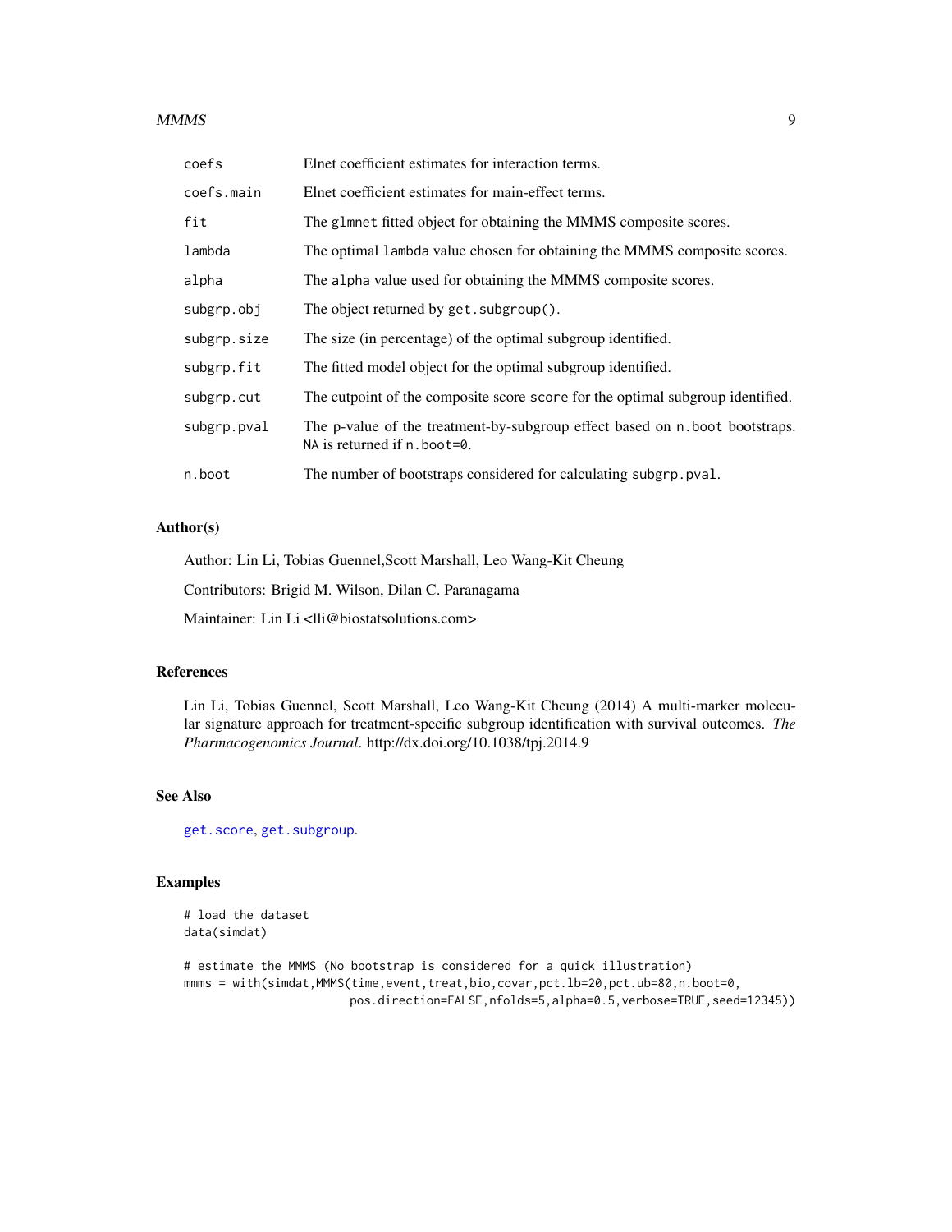| | |
|---|---|
| `coefs` | Elnet coefficient estimates for interaction terms. |
| `coefs.main` | Elnet coefficient estimates for main-effect terms. |
| `fit` | The `glmnet` fitted object for obtaining the MMMS composite scores. |
| `lambda` | The optimal `lambda` value chosen for obtaining the MMMS composite scores. |
| `alpha` | The `alpha` value used for obtaining the MMMS composite scores. |
| `subgrp.obj` | The object returned by `get.subgroup()`. |
| `subgrp.size` | The size (in percentage) of the optimal subgroup identified. |
| `subgrp.fit` | The fitted model object for the optimal subgroup identified. |
| `subgrp.cut` | The cutpoint of the composite score `score` for the optimal subgroup identified. |
| `subgrp.pval` | The p-value of the treatment-by-subgroup effect based on `n.boot` bootstraps. `NA` is returned if `n.boot=0`. |
| `n.boot` | The number of bootstraps considered for calculating `subgrp.pval`. |

## Author(s)

Author: Lin Li, Tobias Guennel,Scott Marshall, Leo Wang-Kit Cheung

Contributors: Brigid M. Wilson, Dilan C. Paranagama

Maintainer: Lin Li <lli@biostatsolutions.com>

## References

Lin Li, Tobias Guennel, Scott Marshall, Leo Wang-Kit Cheung (2014) A multi-marker molecular signature approach for treatment-specific subgroup identification with survival outcomes. *The Pharmacogenomics Journal*. http://dx.doi.org/10.1038/tpj.2014.9

## See Also

`get.score`, `get.subgroup`.

## Examples

```
# load the dataset
data(simdat)

# estimate the MMMS (No bootstrap is considered for a quick illustration)
mmms = with(simdat,MMMS(time,event,treat,bio,covar,pct.lb=20,pct.ub=80,n.boot=0,
                        pos.direction=FALSE,nfolds=5,alpha=0.5,verbose=TRUE,seed=12345))
```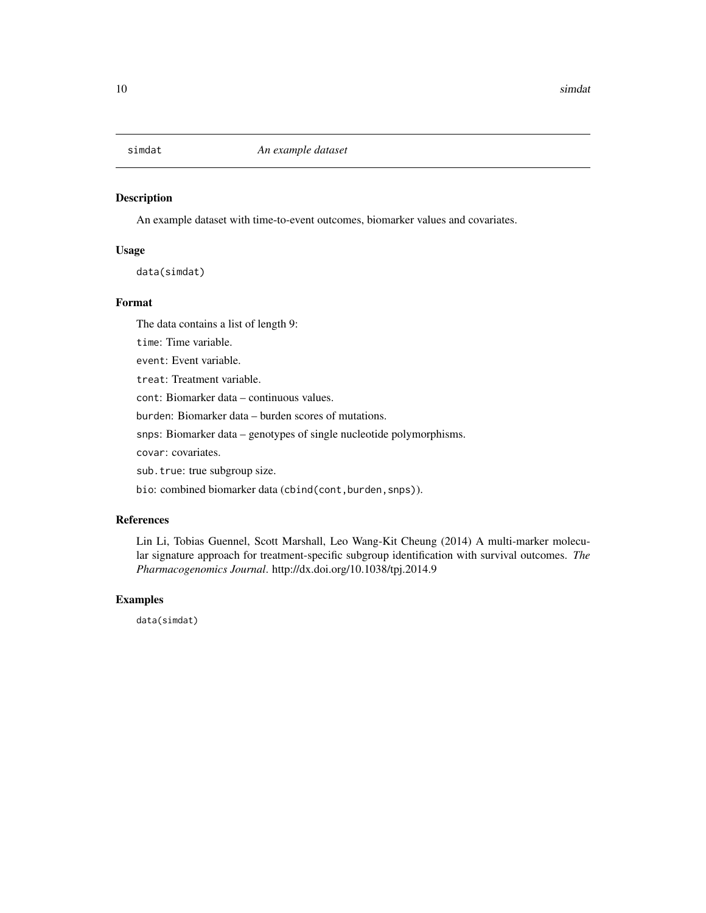# simdat — *An example dataset*

## Description

An example dataset with time-to-event outcomes, biomarker values and covariates.

## Usage

```
data(simdat)
```

## Format

The data contains a list of length 9:

`time`: Time variable.

`event`: Event variable.

`treat`: Treatment variable.

`cont`: Biomarker data – continuous values.

`burden`: Biomarker data – burden scores of mutations.

`snps`: Biomarker data – genotypes of single nucleotide polymorphisms.

`covar`: covariates.

`sub.true`: true subgroup size.

`bio`: combined biomarker data (`cbind(cont,burden,snps)`).

## References

Lin Li, Tobias Guennel, Scott Marshall, Leo Wang-Kit Cheung (2014) A multi-marker molecular signature approach for treatment-specific subgroup identification with survival outcomes. *The Pharmacogenomics Journal*. http://dx.doi.org/10.1038/tpj.2014.9

## Examples

```
data(simdat)
```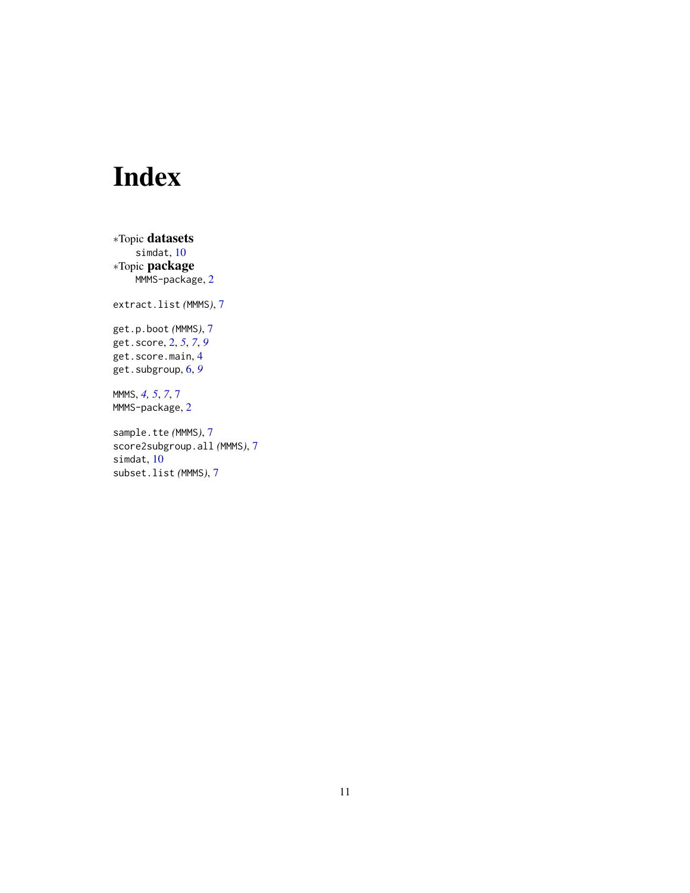# Index

*Topic **datasets**
  simdat, 10
*Topic **package**
  MMMS-package, 2

extract.list *(MMMS)*, 7

get.p.boot *(MMMS)*, 7
get.score, 2, *5*, *7*, *9*
get.score.main, 4
get.subgroup, 6, *9*

MMMS, *4*, *5*, *7*, 7
MMMS-package, 2

sample.tte *(MMMS)*, 7
score2subgroup.all *(MMMS)*, 7
simdat, 10
subset.list *(MMMS)*, 7